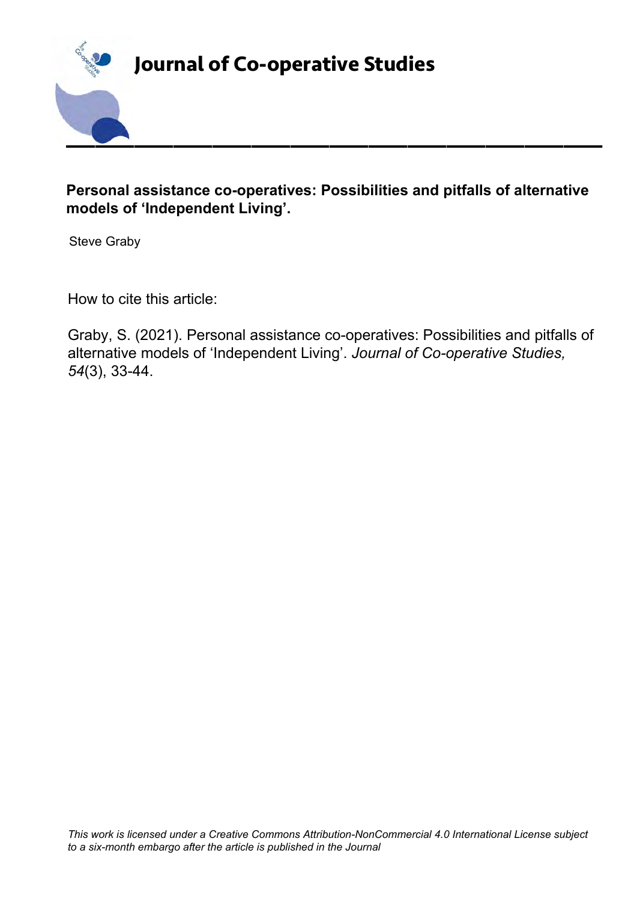# Journal of Co-operative Studies

## Personal assistance co-operatives: Possibilities and pitfalls of alternative models of 'Independent Living'.

Steve Graby

How to cite this article:

Graby, S. (2021). Personal assistance co-operatives: Possibilities and pitfalls of alternative models of 'Independent Living'. *Journal of Co-operative Studies, 54*(3), 33-44.

*This work is licensed under a Creative Commons Attribution-NonCommercial 4.0 International License subject to a six-month embargo after the article is published in the Journal*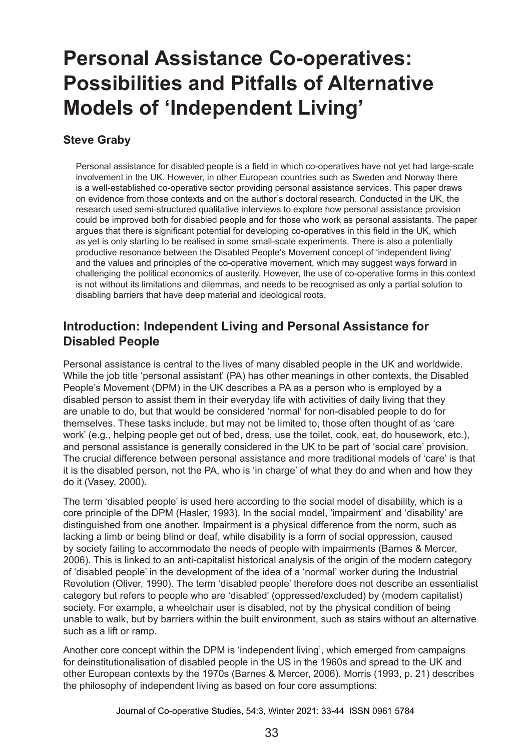# Personal Assistance Co-operatives: Possibilities and Pitfalls of Alternative Models of 'Independent Living'

**Steve Graby**

Personal assistance for disabled people is a field in which co-operatives have not yet had large-scale involvement in the UK. However, in other European countries such as Sweden and Norway there is a well-established co-operative sector providing personal assistance services. This paper draws on evidence from those contexts and on the author's doctoral research. Conducted in the UK, the research used semi-structured qualitative interviews to explore how personal assistance provision could be improved both for disabled people and for those who work as personal assistants. The paper argues that there is significant potential for developing co-operatives in this field in the UK, which as yet is only starting to be realised in some small-scale experiments. There is also a potentially productive resonance between the Disabled People's Movement concept of 'independent living' and the values and principles of the co-operative movement, which may suggest ways forward in challenging the political economics of austerity. However, the use of co-operative forms in this context is not without its limitations and dilemmas, and needs to be recognised as only a partial solution to disabling barriers that have deep material and ideological roots.

## Introduction: Independent Living and Personal Assistance for Disabled People

Personal assistance is central to the lives of many disabled people in the UK and worldwide. While the job title 'personal assistant' (PA) has other meanings in other contexts, the Disabled People's Movement (DPM) in the UK describes a PA as a person who is employed by a disabled person to assist them in their everyday life with activities of daily living that they are unable to do, but that would be considered 'normal' for non-disabled people to do for themselves. These tasks include, but may not be limited to, those often thought of as 'care work' (e.g., helping people get out of bed, dress, use the toilet, cook, eat, do housework, etc.), and personal assistance is generally considered in the UK to be part of 'social care' provision. The crucial difference between personal assistance and more traditional models of 'care' is that it is the disabled person, not the PA, who is 'in charge' of what they do and when and how they do it (Vasey, 2000).

The term 'disabled people' is used here according to the social model of disability, which is a core principle of the DPM (Hasler, 1993). In the social model, 'impairment' and 'disability' are distinguished from one another. Impairment is a physical difference from the norm, such as lacking a limb or being blind or deaf, while disability is a form of social oppression, caused by society failing to accommodate the needs of people with impairments (Barnes & Mercer, 2006). This is linked to an anti-capitalist historical analysis of the origin of the modern category of 'disabled people' in the development of the idea of a 'normal' worker during the Industrial Revolution (Oliver, 1990). The term 'disabled people' therefore does not describe an essentialist category but refers to people who are 'disabled' (oppressed/excluded) by (modern capitalist) society. For example, a wheelchair user is disabled, not by the physical condition of being unable to walk, but by barriers within the built environment, such as stairs without an alternative such as a lift or ramp.

Another core concept within the DPM is 'independent living', which emerged from campaigns for deinstitutionalisation of disabled people in the US in the 1960s and spread to the UK and other European contexts by the 1970s (Barnes & Mercer, 2006). Morris (1993, p. 21) describes the philosophy of independent living as based on four core assumptions: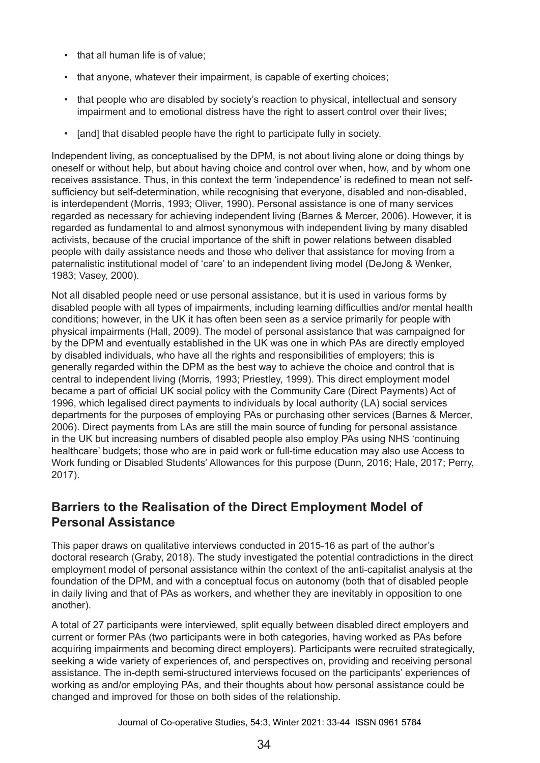- that all human life is of value;
- that anyone, whatever their impairment, is capable of exerting choices;
- that people who are disabled by society's reaction to physical, intellectual and sensory impairment and to emotional distress have the right to assert control over their lives;
- [and] that disabled people have the right to participate fully in society.

Independent living, as conceptualised by the DPM, is not about living alone or doing things by oneself or without help, but about having choice and control over when, how, and by whom one receives assistance. Thus, in this context the term 'independence' is redefined to mean not self-sufficiency but self-determination, while recognising that everyone, disabled and non-disabled, is interdependent (Morris, 1993; Oliver, 1990). Personal assistance is one of many services regarded as necessary for achieving independent living (Barnes & Mercer, 2006). However, it is regarded as fundamental to and almost synonymous with independent living by many disabled activists, because of the crucial importance of the shift in power relations between disabled people with daily assistance needs and those who deliver that assistance for moving from a paternalistic institutional model of 'care' to an independent living model (DeJong & Wenker, 1983; Vasey, 2000).

Not all disabled people need or use personal assistance, but it is used in various forms by disabled people with all types of impairments, including learning difficulties and/or mental health conditions; however, in the UK it has often been seen as a service primarily for people with physical impairments (Hall, 2009). The model of personal assistance that was campaigned for by the DPM and eventually established in the UK was one in which PAs are directly employed by disabled individuals, who have all the rights and responsibilities of employers; this is generally regarded within the DPM as the best way to achieve the choice and control that is central to independent living (Morris, 1993; Priestley, 1999). This direct employment model became a part of official UK social policy with the Community Care (Direct Payments) Act of 1996, which legalised direct payments to individuals by local authority (LA) social services departments for the purposes of employing PAs or purchasing other services (Barnes & Mercer, 2006). Direct payments from LAs are still the main source of funding for personal assistance in the UK but increasing numbers of disabled people also employ PAs using NHS 'continuing healthcare' budgets; those who are in paid work or full-time education may also use Access to Work funding or Disabled Students' Allowances for this purpose (Dunn, 2016; Hale, 2017; Perry, 2017).

## Barriers to the Realisation of the Direct Employment Model of Personal Assistance

This paper draws on qualitative interviews conducted in 2015-16 as part of the author's doctoral research (Graby, 2018). The study investigated the potential contradictions in the direct employment model of personal assistance within the context of the anti-capitalist analysis at the foundation of the DPM, and with a conceptual focus on autonomy (both that of disabled people in daily living and that of PAs as workers, and whether they are inevitably in opposition to one another).

A total of 27 participants were interviewed, split equally between disabled direct employers and current or former PAs (two participants were in both categories, having worked as PAs before acquiring impairments and becoming direct employers). Participants were recruited strategically, seeking a wide variety of experiences of, and perspectives on, providing and receiving personal assistance. The in-depth semi-structured interviews focused on the participants' experiences of working as and/or employing PAs, and their thoughts about how personal assistance could be changed and improved for those on both sides of the relationship.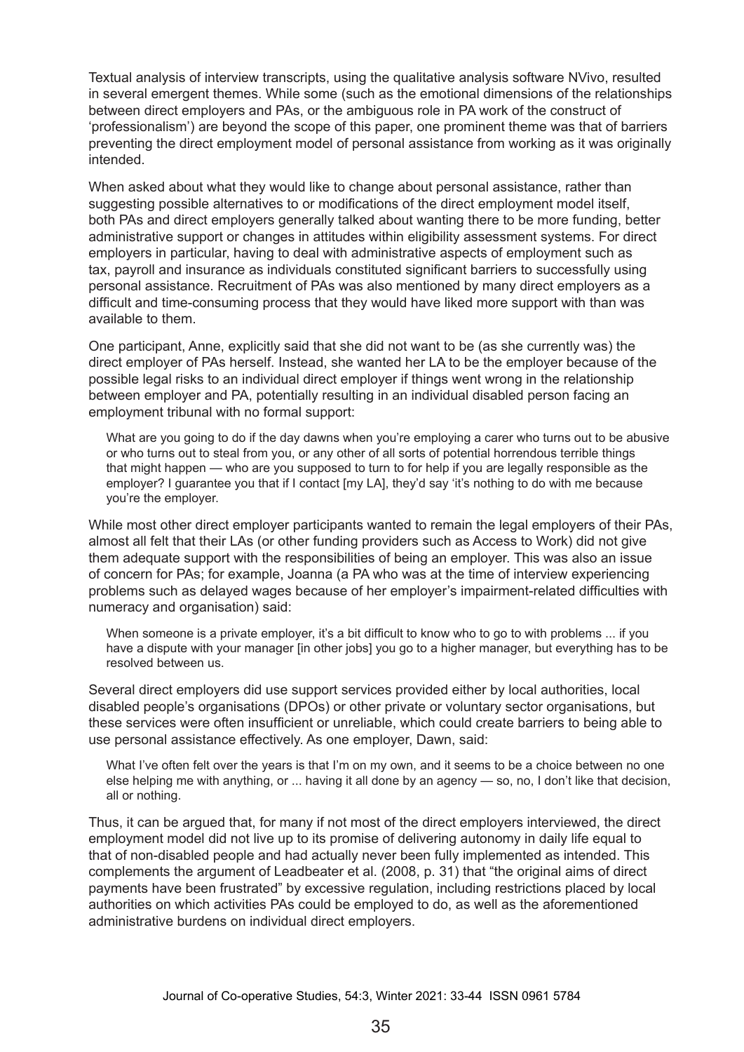Textual analysis of interview transcripts, using the qualitative analysis software NVivo, resulted in several emergent themes. While some (such as the emotional dimensions of the relationships between direct employers and PAs, or the ambiguous role in PA work of the construct of 'professionalism') are beyond the scope of this paper, one prominent theme was that of barriers preventing the direct employment model of personal assistance from working as it was originally intended.

When asked about what they would like to change about personal assistance, rather than suggesting possible alternatives to or modifications of the direct employment model itself, both PAs and direct employers generally talked about wanting there to be more funding, better administrative support or changes in attitudes within eligibility assessment systems. For direct employers in particular, having to deal with administrative aspects of employment such as tax, payroll and insurance as individuals constituted significant barriers to successfully using personal assistance. Recruitment of PAs was also mentioned by many direct employers as a difficult and time-consuming process that they would have liked more support with than was available to them.

One participant, Anne, explicitly said that she did not want to be (as she currently was) the direct employer of PAs herself. Instead, she wanted her LA to be the employer because of the possible legal risks to an individual direct employer if things went wrong in the relationship between employer and PA, potentially resulting in an individual disabled person facing an employment tribunal with no formal support:

> What are you going to do if the day dawns when you're employing a carer who turns out to be abusive or who turns out to steal from you, or any other of all sorts of potential horrendous terrible things that might happen — who are you supposed to turn to for help if you are legally responsible as the employer? I guarantee you that if I contact [my LA], they'd say 'it's nothing to do with me because you're the employer.

While most other direct employer participants wanted to remain the legal employers of their PAs, almost all felt that their LAs (or other funding providers such as Access to Work) did not give them adequate support with the responsibilities of being an employer. This was also an issue of concern for PAs; for example, Joanna (a PA who was at the time of interview experiencing problems such as delayed wages because of her employer's impairment-related difficulties with numeracy and organisation) said:

> When someone is a private employer, it's a bit difficult to know who to go to with problems ... if you have a dispute with your manager [in other jobs] you go to a higher manager, but everything has to be resolved between us.

Several direct employers did use support services provided either by local authorities, local disabled people's organisations (DPOs) or other private or voluntary sector organisations, but these services were often insufficient or unreliable, which could create barriers to being able to use personal assistance effectively. As one employer, Dawn, said:

> What I've often felt over the years is that I'm on my own, and it seems to be a choice between no one else helping me with anything, or ... having it all done by an agency — so, no, I don't like that decision, all or nothing.

Thus, it can be argued that, for many if not most of the direct employers interviewed, the direct employment model did not live up to its promise of delivering autonomy in daily life equal to that of non-disabled people and had actually never been fully implemented as intended. This complements the argument of Leadbeater et al. (2008, p. 31) that "the original aims of direct payments have been frustrated" by excessive regulation, including restrictions placed by local authorities on which activities PAs could be employed to do, as well as the aforementioned administrative burdens on individual direct employers.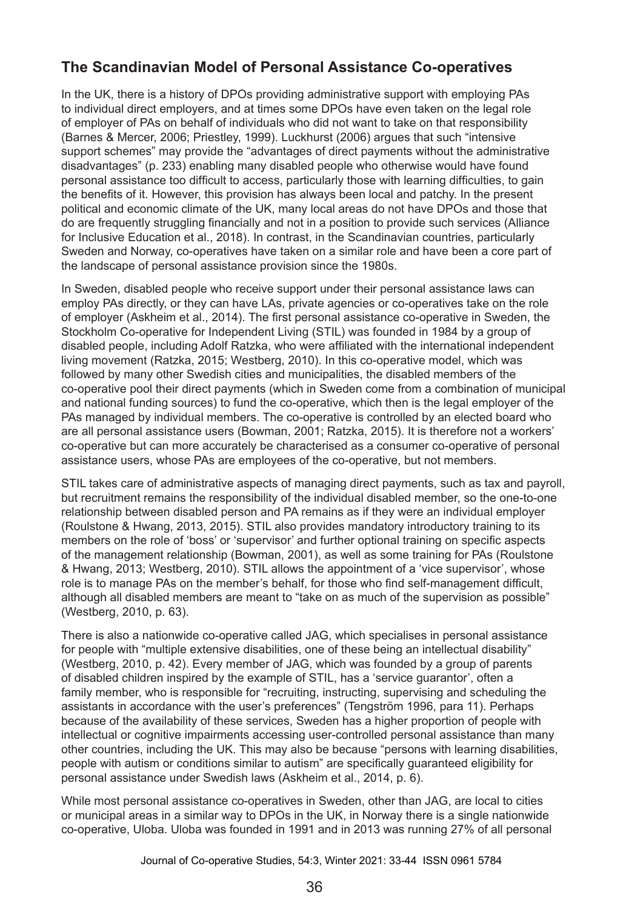## The Scandinavian Model of Personal Assistance Co-operatives

In the UK, there is a history of DPOs providing administrative support with employing PAs to individual direct employers, and at times some DPOs have even taken on the legal role of employer of PAs on behalf of individuals who did not want to take on that responsibility (Barnes & Mercer, 2006; Priestley, 1999). Luckhurst (2006) argues that such "intensive support schemes" may provide the "advantages of direct payments without the administrative disadvantages" (p. 233) enabling many disabled people who otherwise would have found personal assistance too difficult to access, particularly those with learning difficulties, to gain the benefits of it. However, this provision has always been local and patchy. In the present political and economic climate of the UK, many local areas do not have DPOs and those that do are frequently struggling financially and not in a position to provide such services (Alliance for Inclusive Education et al., 2018). In contrast, in the Scandinavian countries, particularly Sweden and Norway, co-operatives have taken on a similar role and have been a core part of the landscape of personal assistance provision since the 1980s.

In Sweden, disabled people who receive support under their personal assistance laws can employ PAs directly, or they can have LAs, private agencies or co-operatives take on the role of employer (Askheim et al., 2014). The first personal assistance co-operative in Sweden, the Stockholm Co-operative for Independent Living (STIL) was founded in 1984 by a group of disabled people, including Adolf Ratzka, who were affiliated with the international independent living movement (Ratzka, 2015; Westberg, 2010). In this co-operative model, which was followed by many other Swedish cities and municipalities, the disabled members of the co-operative pool their direct payments (which in Sweden come from a combination of municipal and national funding sources) to fund the co-operative, which then is the legal employer of the PAs managed by individual members. The co-operative is controlled by an elected board who are all personal assistance users (Bowman, 2001; Ratzka, 2015). It is therefore not a workers' co-operative but can more accurately be characterised as a consumer co-operative of personal assistance users, whose PAs are employees of the co-operative, but not members.

STIL takes care of administrative aspects of managing direct payments, such as tax and payroll, but recruitment remains the responsibility of the individual disabled member, so the one-to-one relationship between disabled person and PA remains as if they were an individual employer (Roulstone & Hwang, 2013, 2015). STIL also provides mandatory introductory training to its members on the role of 'boss' or 'supervisor' and further optional training on specific aspects of the management relationship (Bowman, 2001), as well as some training for PAs (Roulstone & Hwang, 2013; Westberg, 2010). STIL allows the appointment of a 'vice supervisor', whose role is to manage PAs on the member's behalf, for those who find self-management difficult, although all disabled members are meant to "take on as much of the supervision as possible" (Westberg, 2010, p. 63).

There is also a nationwide co-operative called JAG, which specialises in personal assistance for people with "multiple extensive disabilities, one of these being an intellectual disability" (Westberg, 2010, p. 42). Every member of JAG, which was founded by a group of parents of disabled children inspired by the example of STIL, has a 'service guarantor', often a family member, who is responsible for "recruiting, instructing, supervising and scheduling the assistants in accordance with the user's preferences" (Tengström 1996, para 11). Perhaps because of the availability of these services, Sweden has a higher proportion of people with intellectual or cognitive impairments accessing user-controlled personal assistance than many other countries, including the UK. This may also be because "persons with learning disabilities, people with autism or conditions similar to autism" are specifically guaranteed eligibility for personal assistance under Swedish laws (Askheim et al., 2014, p. 6).

While most personal assistance co-operatives in Sweden, other than JAG, are local to cities or municipal areas in a similar way to DPOs in the UK, in Norway there is a single nationwide co-operative, Uloba. Uloba was founded in 1991 and in 2013 was running 27% of all personal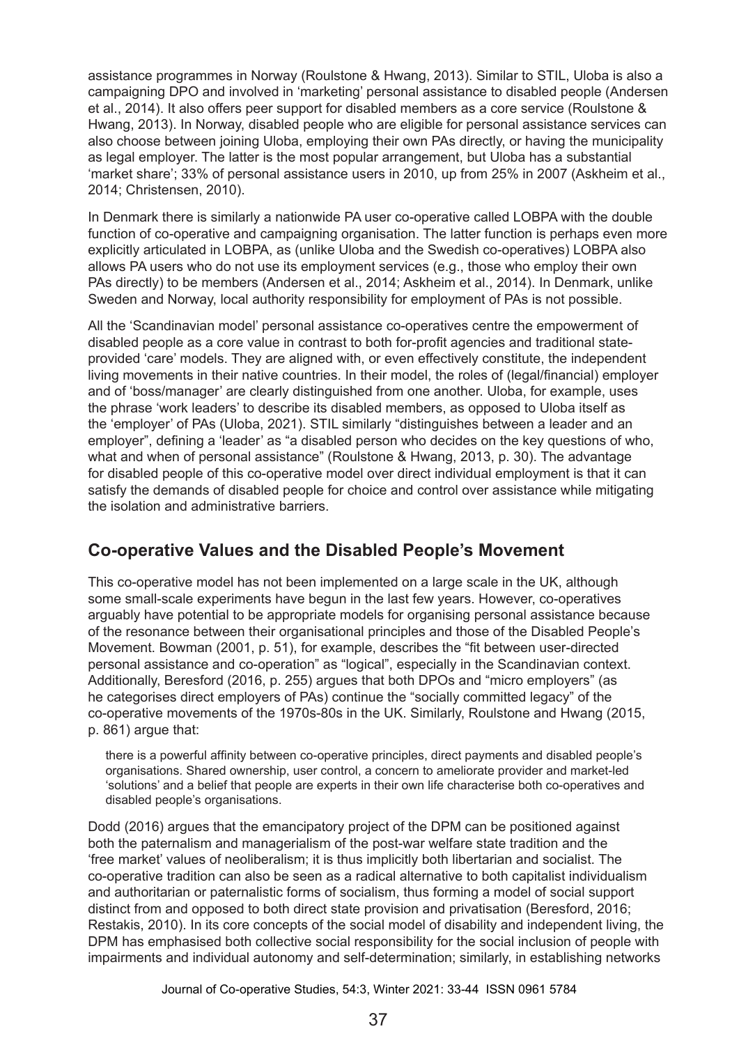assistance programmes in Norway (Roulstone & Hwang, 2013). Similar to STIL, Uloba is also a campaigning DPO and involved in 'marketing' personal assistance to disabled people (Andersen et al., 2014). It also offers peer support for disabled members as a core service (Roulstone & Hwang, 2013). In Norway, disabled people who are eligible for personal assistance services can also choose between joining Uloba, employing their own PAs directly, or having the municipality as legal employer. The latter is the most popular arrangement, but Uloba has a substantial 'market share'; 33% of personal assistance users in 2010, up from 25% in 2007 (Askheim et al., 2014; Christensen, 2010).

In Denmark there is similarly a nationwide PA user co-operative called LOBPA with the double function of co-operative and campaigning organisation. The latter function is perhaps even more explicitly articulated in LOBPA, as (unlike Uloba and the Swedish co-operatives) LOBPA also allows PA users who do not use its employment services (e.g., those who employ their own PAs directly) to be members (Andersen et al., 2014; Askheim et al., 2014). In Denmark, unlike Sweden and Norway, local authority responsibility for employment of PAs is not possible.

All the 'Scandinavian model' personal assistance co-operatives centre the empowerment of disabled people as a core value in contrast to both for-profit agencies and traditional state-provided 'care' models. They are aligned with, or even effectively constitute, the independent living movements in their native countries. In their model, the roles of (legal/financial) employer and of 'boss/manager' are clearly distinguished from one another. Uloba, for example, uses the phrase 'work leaders' to describe its disabled members, as opposed to Uloba itself as the 'employer' of PAs (Uloba, 2021). STIL similarly "distinguishes between a leader and an employer", defining a 'leader' as "a disabled person who decides on the key questions of who, what and when of personal assistance" (Roulstone & Hwang, 2013, p. 30). The advantage for disabled people of this co-operative model over direct individual employment is that it can satisfy the demands of disabled people for choice and control over assistance while mitigating the isolation and administrative barriers.

## Co-operative Values and the Disabled People's Movement

This co-operative model has not been implemented on a large scale in the UK, although some small-scale experiments have begun in the last few years. However, co-operatives arguably have potential to be appropriate models for organising personal assistance because of the resonance between their organisational principles and those of the Disabled People's Movement. Bowman (2001, p. 51), for example, describes the "fit between user-directed personal assistance and co-operation" as "logical", especially in the Scandinavian context. Additionally, Beresford (2016, p. 255) argues that both DPOs and "micro employers" (as he categorises direct employers of PAs) continue the "socially committed legacy" of the co-operative movements of the 1970s-80s in the UK. Similarly, Roulstone and Hwang (2015, p. 861) argue that:

> there is a powerful affinity between co-operative principles, direct payments and disabled people's organisations. Shared ownership, user control, a concern to ameliorate provider and market-led 'solutions' and a belief that people are experts in their own life characterise both co-operatives and disabled people's organisations.

Dodd (2016) argues that the emancipatory project of the DPM can be positioned against both the paternalism and managerialism of the post-war welfare state tradition and the 'free market' values of neoliberalism; it is thus implicitly both libertarian and socialist. The co-operative tradition can also be seen as a radical alternative to both capitalist individualism and authoritarian or paternalistic forms of socialism, thus forming a model of social support distinct from and opposed to both direct state provision and privatisation (Beresford, 2016; Restakis, 2010). In its core concepts of the social model of disability and independent living, the DPM has emphasised both collective social responsibility for the social inclusion of people with impairments and individual autonomy and self-determination; similarly, in establishing networks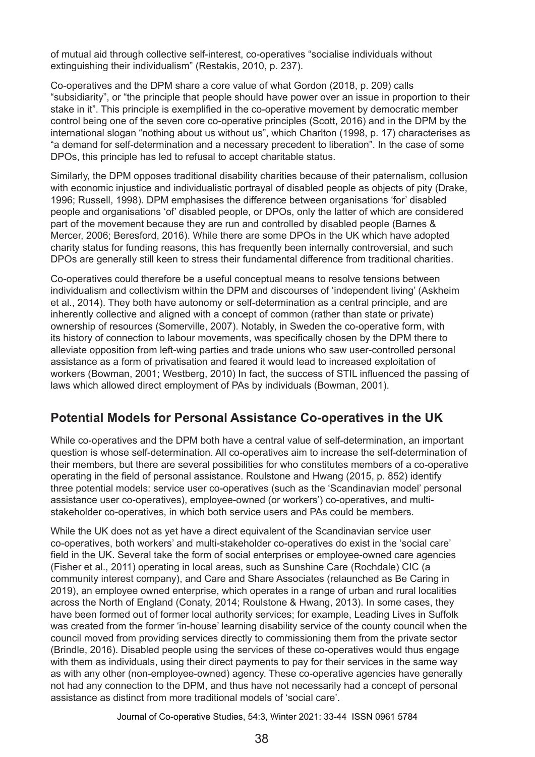of mutual aid through collective self-interest, co-operatives "socialise individuals without extinguishing their individualism" (Restakis, 2010, p. 237).

Co-operatives and the DPM share a core value of what Gordon (2018, p. 209) calls "subsidiarity", or "the principle that people should have power over an issue in proportion to their stake in it". This principle is exemplified in the co-operative movement by democratic member control being one of the seven core co-operative principles (Scott, 2016) and in the DPM by the international slogan "nothing about us without us", which Charlton (1998, p. 17) characterises as "a demand for self-determination and a necessary precedent to liberation". In the case of some DPOs, this principle has led to refusal to accept charitable status.

Similarly, the DPM opposes traditional disability charities because of their paternalism, collusion with economic injustice and individualistic portrayal of disabled people as objects of pity (Drake, 1996; Russell, 1998). DPM emphasises the difference between organisations 'for' disabled people and organisations 'of' disabled people, or DPOs, only the latter of which are considered part of the movement because they are run and controlled by disabled people (Barnes & Mercer, 2006; Beresford, 2016). While there are some DPOs in the UK which have adopted charity status for funding reasons, this has frequently been internally controversial, and such DPOs are generally still keen to stress their fundamental difference from traditional charities.

Co-operatives could therefore be a useful conceptual means to resolve tensions between individualism and collectivism within the DPM and discourses of 'independent living' (Askheim et al., 2014). They both have autonomy or self-determination as a central principle, and are inherently collective and aligned with a concept of common (rather than state or private) ownership of resources (Somerville, 2007). Notably, in Sweden the co-operative form, with its history of connection to labour movements, was specifically chosen by the DPM there to alleviate opposition from left-wing parties and trade unions who saw user-controlled personal assistance as a form of privatisation and feared it would lead to increased exploitation of workers (Bowman, 2001; Westberg, 2010) In fact, the success of STIL influenced the passing of laws which allowed direct employment of PAs by individuals (Bowman, 2001).

## Potential Models for Personal Assistance Co-operatives in the UK

While co-operatives and the DPM both have a central value of self-determination, an important question is whose self-determination. All co-operatives aim to increase the self-determination of their members, but there are several possibilities for who constitutes members of a co-operative operating in the field of personal assistance. Roulstone and Hwang (2015, p. 852) identify three potential models: service user co-operatives (such as the 'Scandinavian model' personal assistance user co-operatives), employee-owned (or workers') co-operatives, and multi-stakeholder co-operatives, in which both service users and PAs could be members.

While the UK does not as yet have a direct equivalent of the Scandinavian service user co-operatives, both workers' and multi-stakeholder co-operatives do exist in the 'social care' field in the UK. Several take the form of social enterprises or employee-owned care agencies (Fisher et al., 2011) operating in local areas, such as Sunshine Care (Rochdale) CIC (a community interest company), and Care and Share Associates (relaunched as Be Caring in 2019), an employee owned enterprise, which operates in a range of urban and rural localities across the North of England (Conaty, 2014; Roulstone & Hwang, 2013). In some cases, they have been formed out of former local authority services; for example, Leading Lives in Suffolk was created from the former 'in-house' learning disability service of the county council when the council moved from providing services directly to commissioning them from the private sector (Brindle, 2016). Disabled people using the services of these co-operatives would thus engage with them as individuals, using their direct payments to pay for their services in the same way as with any other (non-employee-owned) agency. These co-operative agencies have generally not had any connection to the DPM, and thus have not necessarily had a concept of personal assistance as distinct from more traditional models of 'social care'.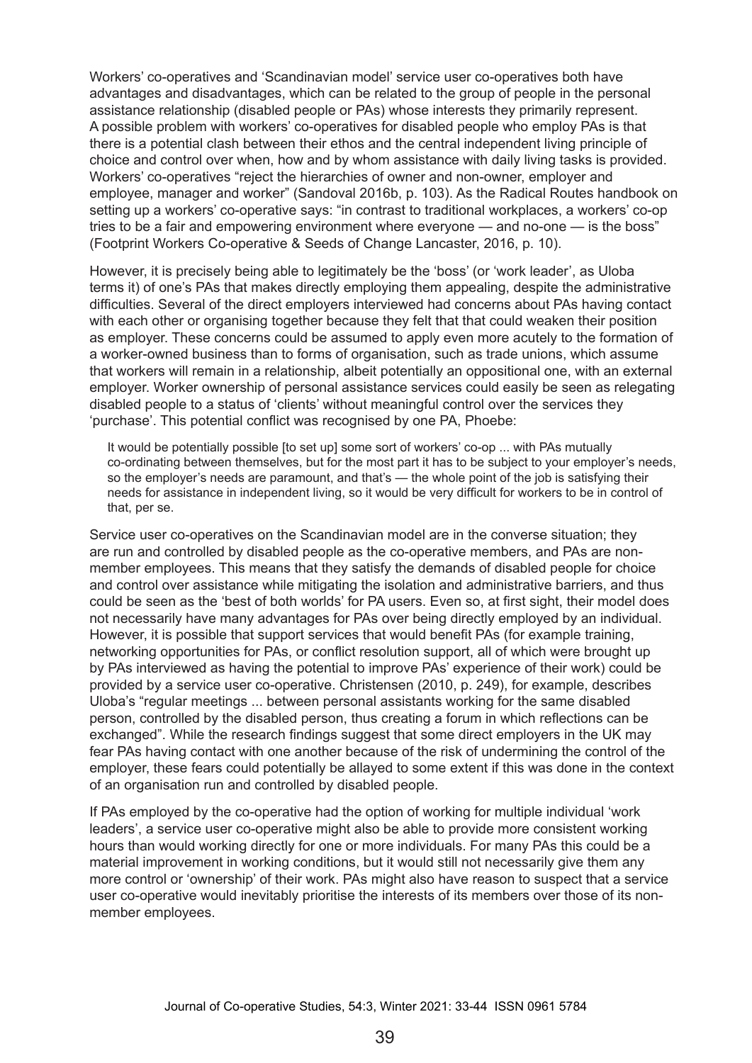Workers' co-operatives and 'Scandinavian model' service user co-operatives both have advantages and disadvantages, which can be related to the group of people in the personal assistance relationship (disabled people or PAs) whose interests they primarily represent. A possible problem with workers' co-operatives for disabled people who employ PAs is that there is a potential clash between their ethos and the central independent living principle of choice and control over when, how and by whom assistance with daily living tasks is provided. Workers' co-operatives "reject the hierarchies of owner and non-owner, employer and employee, manager and worker" (Sandoval 2016b, p. 103). As the Radical Routes handbook on setting up a workers' co-operative says: "in contrast to traditional workplaces, a workers' co-op tries to be a fair and empowering environment where everyone — and no-one — is the boss" (Footprint Workers Co-operative & Seeds of Change Lancaster, 2016, p. 10).

However, it is precisely being able to legitimately be the 'boss' (or 'work leader', as Uloba terms it) of one's PAs that makes directly employing them appealing, despite the administrative difficulties. Several of the direct employers interviewed had concerns about PAs having contact with each other or organising together because they felt that that could weaken their position as employer. These concerns could be assumed to apply even more acutely to the formation of a worker-owned business than to forms of organisation, such as trade unions, which assume that workers will remain in a relationship, albeit potentially an oppositional one, with an external employer. Worker ownership of personal assistance services could easily be seen as relegating disabled people to a status of 'clients' without meaningful control over the services they 'purchase'. This potential conflict was recognised by one PA, Phoebe:

> It would be potentially possible [to set up] some sort of workers' co-op ... with PAs mutually co-ordinating between themselves, but for the most part it has to be subject to your employer's needs, so the employer's needs are paramount, and that's — the whole point of the job is satisfying their needs for assistance in independent living, so it would be very difficult for workers to be in control of that, per se.

Service user co-operatives on the Scandinavian model are in the converse situation; they are run and controlled by disabled people as the co-operative members, and PAs are non-member employees. This means that they satisfy the demands of disabled people for choice and control over assistance while mitigating the isolation and administrative barriers, and thus could be seen as the 'best of both worlds' for PA users. Even so, at first sight, their model does not necessarily have many advantages for PAs over being directly employed by an individual. However, it is possible that support services that would benefit PAs (for example training, networking opportunities for PAs, or conflict resolution support, all of which were brought up by PAs interviewed as having the potential to improve PAs' experience of their work) could be provided by a service user co-operative. Christensen (2010, p. 249), for example, describes Uloba's "regular meetings ... between personal assistants working for the same disabled person, controlled by the disabled person, thus creating a forum in which reflections can be exchanged". While the research findings suggest that some direct employers in the UK may fear PAs having contact with one another because of the risk of undermining the control of the employer, these fears could potentially be allayed to some extent if this was done in the context of an organisation run and controlled by disabled people.

If PAs employed by the co-operative had the option of working for multiple individual 'work leaders', a service user co-operative might also be able to provide more consistent working hours than would working directly for one or more individuals. For many PAs this could be a material improvement in working conditions, but it would still not necessarily give them any more control or 'ownership' of their work. PAs might also have reason to suspect that a service user co-operative would inevitably prioritise the interests of its members over those of its non-member employees.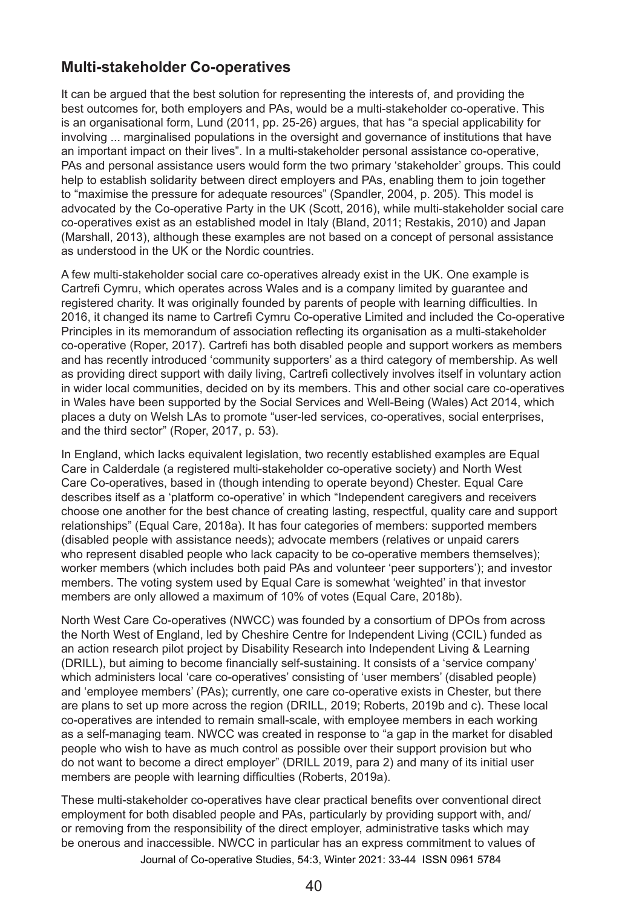## Multi-stakeholder Co-operatives

It can be argued that the best solution for representing the interests of, and providing the best outcomes for, both employers and PAs, would be a multi-stakeholder co-operative. This is an organisational form, Lund (2011, pp. 25-26) argues, that has "a special applicability for involving ... marginalised populations in the oversight and governance of institutions that have an important impact on their lives". In a multi-stakeholder personal assistance co-operative, PAs and personal assistance users would form the two primary 'stakeholder' groups. This could help to establish solidarity between direct employers and PAs, enabling them to join together to "maximise the pressure for adequate resources" (Spandler, 2004, p. 205). This model is advocated by the Co-operative Party in the UK (Scott, 2016), while multi-stakeholder social care co-operatives exist as an established model in Italy (Bland, 2011; Restakis, 2010) and Japan (Marshall, 2013), although these examples are not based on a concept of personal assistance as understood in the UK or the Nordic countries.

A few multi-stakeholder social care co-operatives already exist in the UK. One example is Cartrefi Cymru, which operates across Wales and is a company limited by guarantee and registered charity. It was originally founded by parents of people with learning difficulties. In 2016, it changed its name to Cartrefi Cymru Co-operative Limited and included the Co-operative Principles in its memorandum of association reflecting its organisation as a multi-stakeholder co-operative (Roper, 2017). Cartrefi has both disabled people and support workers as members and has recently introduced 'community supporters' as a third category of membership. As well as providing direct support with daily living, Cartrefi collectively involves itself in voluntary action in wider local communities, decided on by its members. This and other social care co-operatives in Wales have been supported by the Social Services and Well-Being (Wales) Act 2014, which places a duty on Welsh LAs to promote "user-led services, co-operatives, social enterprises, and the third sector" (Roper, 2017, p. 53).

In England, which lacks equivalent legislation, two recently established examples are Equal Care in Calderdale (a registered multi-stakeholder co-operative society) and North West Care Co-operatives, based in (though intending to operate beyond) Chester. Equal Care describes itself as a 'platform co-operative' in which "Independent caregivers and receivers choose one another for the best chance of creating lasting, respectful, quality care and support relationships" (Equal Care, 2018a). It has four categories of members: supported members (disabled people with assistance needs); advocate members (relatives or unpaid carers who represent disabled people who lack capacity to be co-operative members themselves); worker members (which includes both paid PAs and volunteer 'peer supporters'); and investor members. The voting system used by Equal Care is somewhat 'weighted' in that investor members are only allowed a maximum of 10% of votes (Equal Care, 2018b).

North West Care Co-operatives (NWCC) was founded by a consortium of DPOs from across the North West of England, led by Cheshire Centre for Independent Living (CCIL) funded as an action research pilot project by Disability Research into Independent Living & Learning (DRILL), but aiming to become financially self-sustaining. It consists of a 'service company' which administers local 'care co-operatives' consisting of 'user members' (disabled people) and 'employee members' (PAs); currently, one care co-operative exists in Chester, but there are plans to set up more across the region (DRILL, 2019; Roberts, 2019b and c). These local co-operatives are intended to remain small-scale, with employee members in each working as a self-managing team. NWCC was created in response to "a gap in the market for disabled people who wish to have as much control as possible over their support provision but who do not want to become a direct employer" (DRILL 2019, para 2) and many of its initial user members are people with learning difficulties (Roberts, 2019a).

These multi-stakeholder co-operatives have clear practical benefits over conventional direct employment for both disabled people and PAs, particularly by providing support with, and/or removing from the responsibility of the direct employer, administrative tasks which may be onerous and inaccessible. NWCC in particular has an express commitment to values of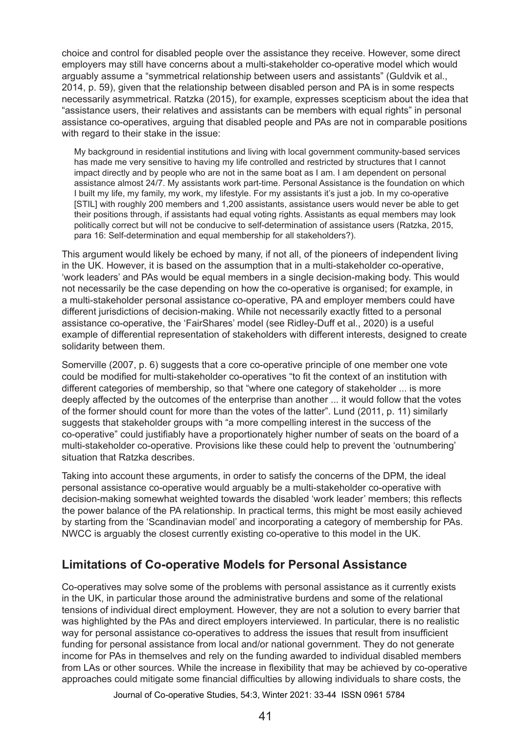choice and control for disabled people over the assistance they receive. However, some direct employers may still have concerns about a multi-stakeholder co-operative model which would arguably assume a "symmetrical relationship between users and assistants" (Guldvik et al., 2014, p. 59), given that the relationship between disabled person and PA is in some respects necessarily asymmetrical. Ratzka (2015), for example, expresses scepticism about the idea that "assistance users, their relatives and assistants can be members with equal rights" in personal assistance co-operatives, arguing that disabled people and PAs are not in comparable positions with regard to their stake in the issue:

> My background in residential institutions and living with local government community-based services has made me very sensitive to having my life controlled and restricted by structures that I cannot impact directly and by people who are not in the same boat as I am. I am dependent on personal assistance almost 24/7. My assistants work part-time. Personal Assistance is the foundation on which I built my life, my family, my work, my lifestyle. For my assistants it's just a job. In my co-operative [STIL] with roughly 200 members and 1,200 assistants, assistance users would never be able to get their positions through, if assistants had equal voting rights. Assistants as equal members may look politically correct but will not be conducive to self-determination of assistance users (Ratzka, 2015, para 16: Self-determination and equal membership for all stakeholders?).

This argument would likely be echoed by many, if not all, of the pioneers of independent living in the UK. However, it is based on the assumption that in a multi-stakeholder co-operative, 'work leaders' and PAs would be equal members in a single decision-making body. This would not necessarily be the case depending on how the co-operative is organised; for example, in a multi-stakeholder personal assistance co-operative, PA and employer members could have different jurisdictions of decision-making. While not necessarily exactly fitted to a personal assistance co-operative, the 'FairShares' model (see Ridley-Duff et al., 2020) is a useful example of differential representation of stakeholders with different interests, designed to create solidarity between them.

Somerville (2007, p. 6) suggests that a core co-operative principle of one member one vote could be modified for multi-stakeholder co-operatives "to fit the context of an institution with different categories of membership, so that "where one category of stakeholder ... is more deeply affected by the outcomes of the enterprise than another ... it would follow that the votes of the former should count for more than the votes of the latter". Lund (2011, p. 11) similarly suggests that stakeholder groups with "a more compelling interest in the success of the co-operative" could justifiably have a proportionately higher number of seats on the board of a multi-stakeholder co-operative. Provisions like these could help to prevent the 'outnumbering' situation that Ratzka describes.

Taking into account these arguments, in order to satisfy the concerns of the DPM, the ideal personal assistance co-operative would arguably be a multi-stakeholder co-operative with decision-making somewhat weighted towards the disabled 'work leader' members; this reflects the power balance of the PA relationship. In practical terms, this might be most easily achieved by starting from the 'Scandinavian model' and incorporating a category of membership for PAs. NWCC is arguably the closest currently existing co-operative to this model in the UK.

## Limitations of Co-operative Models for Personal Assistance

Co-operatives may solve some of the problems with personal assistance as it currently exists in the UK, in particular those around the administrative burdens and some of the relational tensions of individual direct employment. However, they are not a solution to every barrier that was highlighted by the PAs and direct employers interviewed. In particular, there is no realistic way for personal assistance co-operatives to address the issues that result from insufficient funding for personal assistance from local and/or national government. They do not generate income for PAs in themselves and rely on the funding awarded to individual disabled members from LAs or other sources. While the increase in flexibility that may be achieved by co-operative approaches could mitigate some financial difficulties by allowing individuals to share costs, the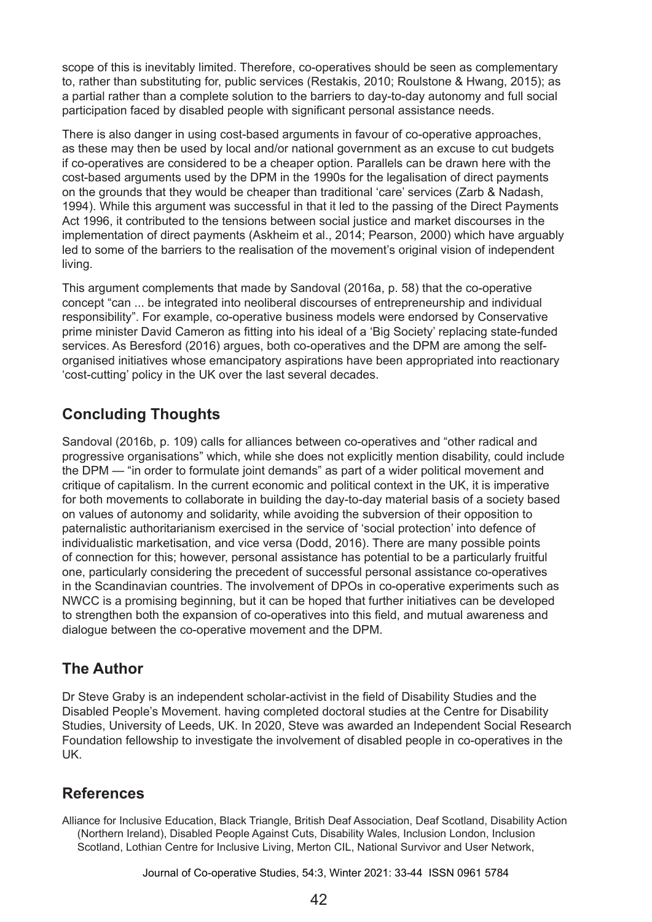scope of this is inevitably limited. Therefore, co-operatives should be seen as complementary to, rather than substituting for, public services (Restakis, 2010; Roulstone & Hwang, 2015); as a partial rather than a complete solution to the barriers to day-to-day autonomy and full social participation faced by disabled people with significant personal assistance needs.

There is also danger in using cost-based arguments in favour of co-operative approaches, as these may then be used by local and/or national government as an excuse to cut budgets if co-operatives are considered to be a cheaper option. Parallels can be drawn here with the cost-based arguments used by the DPM in the 1990s for the legalisation of direct payments on the grounds that they would be cheaper than traditional 'care' services (Zarb & Nadash, 1994). While this argument was successful in that it led to the passing of the Direct Payments Act 1996, it contributed to the tensions between social justice and market discourses in the implementation of direct payments (Askheim et al., 2014; Pearson, 2000) which have arguably led to some of the barriers to the realisation of the movement's original vision of independent living.

This argument complements that made by Sandoval (2016a, p. 58) that the co-operative concept "can ... be integrated into neoliberal discourses of entrepreneurship and individual responsibility". For example, co-operative business models were endorsed by Conservative prime minister David Cameron as fitting into his ideal of a 'Big Society' replacing state-funded services. As Beresford (2016) argues, both co-operatives and the DPM are among the self-organised initiatives whose emancipatory aspirations have been appropriated into reactionary 'cost-cutting' policy in the UK over the last several decades.

## Concluding Thoughts

Sandoval (2016b, p. 109) calls for alliances between co-operatives and "other radical and progressive organisations" which, while she does not explicitly mention disability, could include the DPM — "in order to formulate joint demands" as part of a wider political movement and critique of capitalism. In the current economic and political context in the UK, it is imperative for both movements to collaborate in building the day-to-day material basis of a society based on values of autonomy and solidarity, while avoiding the subversion of their opposition to paternalistic authoritarianism exercised in the service of 'social protection' into defence of individualistic marketisation, and vice versa (Dodd, 2016). There are many possible points of connection for this; however, personal assistance has potential to be a particularly fruitful one, particularly considering the precedent of successful personal assistance co-operatives in the Scandinavian countries. The involvement of DPOs in co-operative experiments such as NWCC is a promising beginning, but it can be hoped that further initiatives can be developed to strengthen both the expansion of co-operatives into this field, and mutual awareness and dialogue between the co-operative movement and the DPM.

## The Author

Dr Steve Graby is an independent scholar-activist in the field of Disability Studies and the Disabled People's Movement. having completed doctoral studies at the Centre for Disability Studies, University of Leeds, UK. In 2020, Steve was awarded an Independent Social Research Foundation fellowship to investigate the involvement of disabled people in co-operatives in the UK.

## References

Alliance for Inclusive Education, Black Triangle, British Deaf Association, Deaf Scotland, Disability Action (Northern Ireland), Disabled People Against Cuts, Disability Wales, Inclusion London, Inclusion Scotland, Lothian Centre for Inclusive Living, Merton CIL, National Survivor and User Network,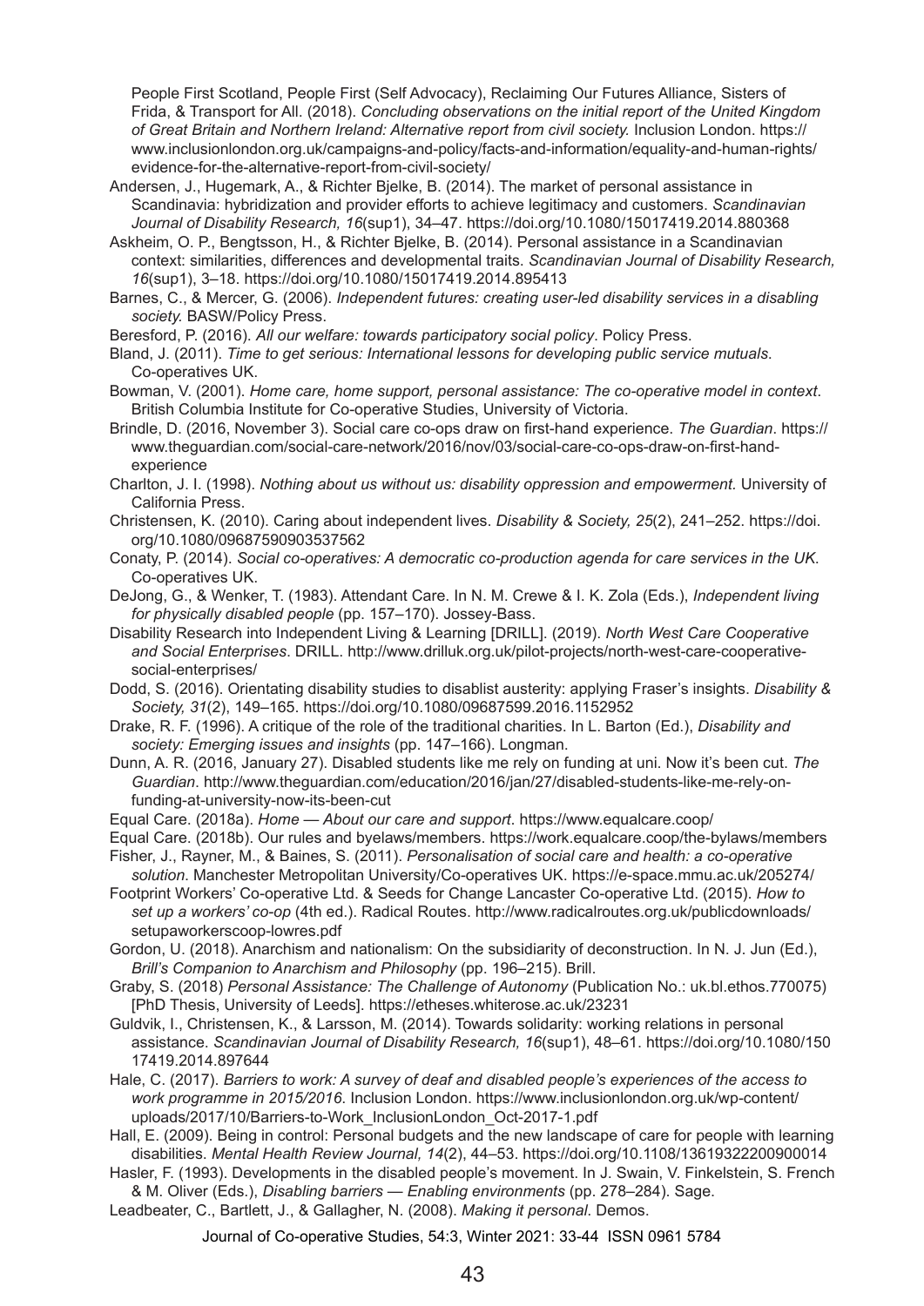People First Scotland, People First (Self Advocacy), Reclaiming Our Futures Alliance, Sisters of Frida, & Transport for All. (2018). *Concluding observations on the initial report of the United Kingdom of Great Britain and Northern Ireland: Alternative report from civil society.* Inclusion London. https://www.inclusionlondon.org.uk/campaigns-and-policy/facts-and-information/equality-and-human-rights/evidence-for-the-alternative-report-from-civil-society/

Andersen, J., Hugemark, A., & Richter Bjelke, B. (2014). The market of personal assistance in Scandinavia: hybridization and provider efforts to achieve legitimacy and customers. *Scandinavian Journal of Disability Research, 16*(sup1), 34–47. https://doi.org/10.1080/15017419.2014.880368

Askheim, O. P., Bengtsson, H., & Richter Bjelke, B. (2014). Personal assistance in a Scandinavian context: similarities, differences and developmental traits. *Scandinavian Journal of Disability Research, 16*(sup1), 3–18. https://doi.org/10.1080/15017419.2014.895413

Barnes, C., & Mercer, G. (2006). *Independent futures: creating user-led disability services in a disabling society.* BASW/Policy Press.

Beresford, P. (2016). *All our welfare: towards participatory social policy*. Policy Press.

Bland, J. (2011). *Time to get serious: International lessons for developing public service mutuals*. Co-operatives UK.

Bowman, V. (2001). *Home care, home support, personal assistance: The co-operative model in context*. British Columbia Institute for Co-operative Studies, University of Victoria.

Brindle, D. (2016, November 3). Social care co-ops draw on first-hand experience. *The Guardian*. https://www.theguardian.com/social-care-network/2016/nov/03/social-care-co-ops-draw-on-first-hand-experience

Charlton, J. I. (1998). *Nothing about us without us: disability oppression and empowerment.* University of California Press.

Christensen, K. (2010). Caring about independent lives. *Disability & Society, 25*(2), 241–252. https://doi.org/10.1080/09687590903537562

Conaty, P. (2014). *Social co-operatives: A democratic co-production agenda for care services in the UK*. Co-operatives UK.

DeJong, G., & Wenker, T. (1983). Attendant Care. In N. M. Crewe & I. K. Zola (Eds.), *Independent living for physically disabled people* (pp. 157–170). Jossey-Bass.

Disability Research into Independent Living & Learning [DRILL]. (2019). *North West Care Cooperative and Social Enterprises*. DRILL. http://www.drilluk.org.uk/pilot-projects/north-west-care-cooperative-social-enterprises/

Dodd, S. (2016). Orientating disability studies to disablist austerity: applying Fraser's insights. *Disability & Society, 31*(2), 149–165. https://doi.org/10.1080/09687599.2016.1152952

Drake, R. F. (1996). A critique of the role of the traditional charities. In L. Barton (Ed.), *Disability and society: Emerging issues and insights* (pp. 147–166). Longman.

Dunn, A. R. (2016, January 27). Disabled students like me rely on funding at uni. Now it's been cut. *The Guardian*. http://www.theguardian.com/education/2016/jan/27/disabled-students-like-me-rely-on-funding-at-university-now-its-been-cut

Equal Care. (2018a). *Home — About our care and support*. https://www.equalcare.coop/

Equal Care. (2018b). Our rules and byelaws/members. https://work.equalcare.coop/the-bylaws/members

Fisher, J., Rayner, M., & Baines, S. (2011). *Personalisation of social care and health: a co-operative solution*. Manchester Metropolitan University/Co-operatives UK. https://e-space.mmu.ac.uk/205274/

Footprint Workers' Co-operative Ltd. & Seeds for Change Lancaster Co-operative Ltd. (2015). *How to set up a workers' co-op* (4th ed.). Radical Routes. http://www.radicalroutes.org.uk/publicdownloads/setupaworkerscoop-lowres.pdf

Gordon, U. (2018). Anarchism and nationalism: On the subsidiarity of deconstruction. In N. J. Jun (Ed.), *Brill's Companion to Anarchism and Philosophy* (pp. 196–215). Brill.

Graby, S. (2018) *Personal Assistance: The Challenge of Autonomy* (Publication No.: uk.bl.ethos.770075) [PhD Thesis, University of Leeds]. https://etheses.whiterose.ac.uk/23231

Guldvik, I., Christensen, K., & Larsson, M. (2014). Towards solidarity: working relations in personal assistance. *Scandinavian Journal of Disability Research, 16*(sup1), 48–61. https://doi.org/10.1080/15017419.2014.897644

Hale, C. (2017). *Barriers to work: A survey of deaf and disabled people's experiences of the access to work programme in 2015/2016*. Inclusion London. https://www.inclusionlondon.org.uk/wp-content/uploads/2017/10/Barriers-to-Work_InclusionLondon_Oct-2017-1.pdf

Hall, E. (2009). Being in control: Personal budgets and the new landscape of care for people with learning disabilities. *Mental Health Review Journal, 14*(2), 44–53. https://doi.org/10.1108/13619322200900014

Hasler, F. (1993). Developments in the disabled people's movement. In J. Swain, V. Finkelstein, S. French & M. Oliver (Eds.), *Disabling barriers — Enabling environments* (pp. 278–284). Sage.

Leadbeater, C., Bartlett, J., & Gallagher, N. (2008). *Making it personal*. Demos.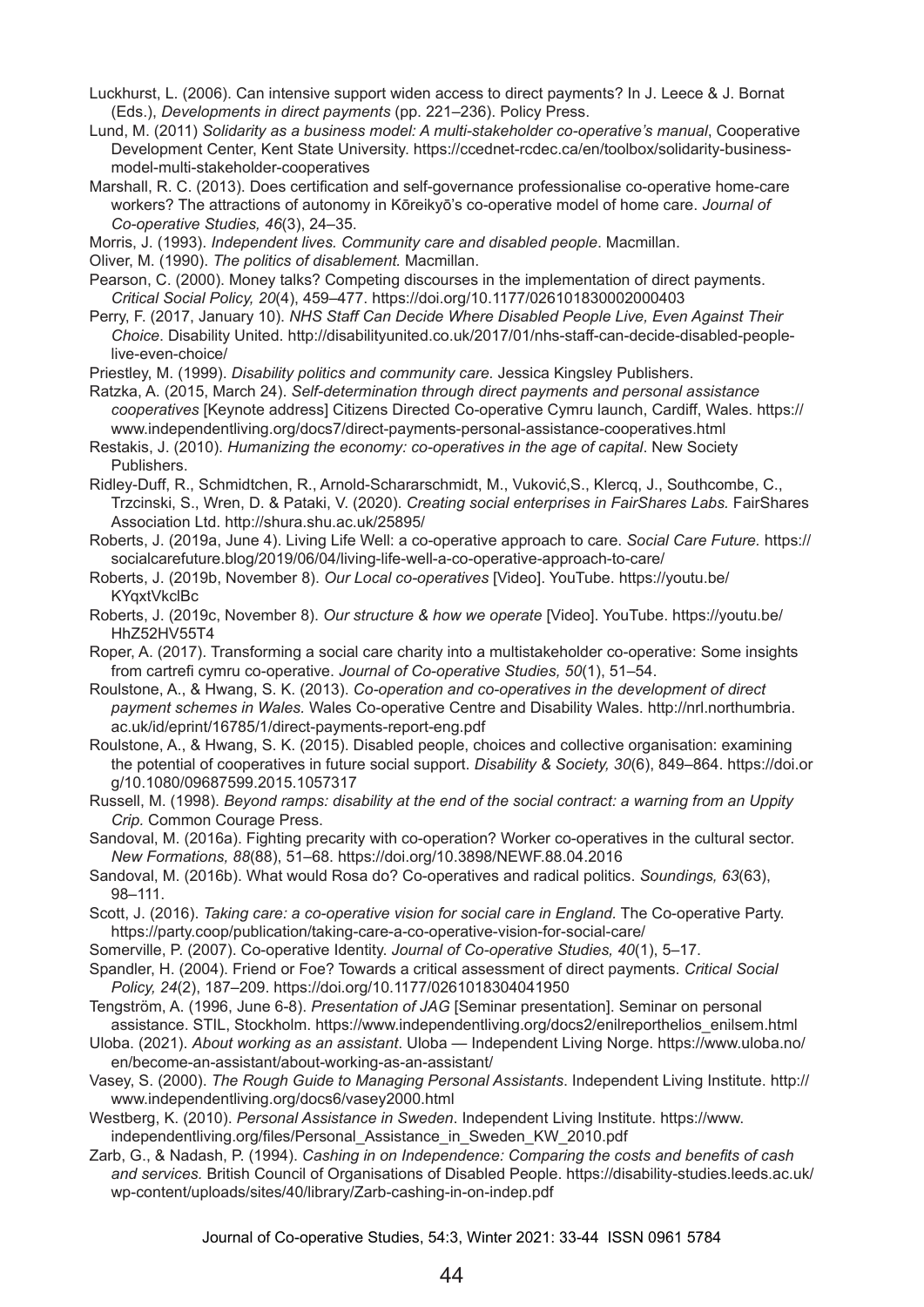Luckhurst, L. (2006). Can intensive support widen access to direct payments? In J. Leece & J. Bornat (Eds.), *Developments in direct payments* (pp. 221–236). Policy Press.

Lund, M. (2011) *Solidarity as a business model: A multi-stakeholder co-operative's manual*, Cooperative Development Center, Kent State University. https://ccednet-rcdec.ca/en/toolbox/solidarity-business-model-multi-stakeholder-cooperatives

Marshall, R. C. (2013). Does certification and self-governance professionalise co-operative home-care workers? The attractions of autonomy in Kōreikyō's co-operative model of home care. *Journal of Co-operative Studies, 46*(3), 24–35.

Morris, J. (1993). *Independent lives. Community care and disabled people*. Macmillan.

Oliver, M. (1990). *The politics of disablement.* Macmillan.

Pearson, C. (2000). Money talks? Competing discourses in the implementation of direct payments. *Critical Social Policy, 20*(4), 459–477. https://doi.org/10.1177/026101830002000403

Perry, F. (2017, January 10). *NHS Staff Can Decide Where Disabled People Live, Even Against Their Choice*. Disability United. http://disabilityunited.co.uk/2017/01/nhs-staff-can-decide-disabled-people-live-even-choice/

Priestley, M. (1999). *Disability politics and community care.* Jessica Kingsley Publishers.

Ratzka, A. (2015, March 24). *Self-determination through direct payments and personal assistance cooperatives* [Keynote address] Citizens Directed Co-operative Cymru launch, Cardiff, Wales. https://www.independentliving.org/docs7/direct-payments-personal-assistance-cooperatives.html

Restakis, J. (2010). *Humanizing the economy: co-operatives in the age of capital*. New Society Publishers.

Ridley-Duff, R., Schmidtchen, R., Arnold-Schararschmidt, M., Vuković,S., Klercq, J., Southcombe, C., Trzcinski, S., Wren, D. & Pataki, V. (2020). *Creating social enterprises in FairShares Labs.* FairShares Association Ltd. http://shura.shu.ac.uk/25895/

Roberts, J. (2019a, June 4). Living Life Well: a co-operative approach to care. *Social Care Future.* https://socialcarefuture.blog/2019/06/04/living-life-well-a-co-operative-approach-to-care/

Roberts, J. (2019b, November 8). *Our Local co-operatives* [Video]. YouTube. https://youtu.be/KYqxtVkclBc

Roberts, J. (2019c, November 8). *Our structure & how we operate* [Video]. YouTube. https://youtu.be/HhZ52HV55T4

Roper, A. (2017). Transforming a social care charity into a multistakeholder co-operative: Some insights from cartrefi cymru co-operative. *Journal of Co-operative Studies, 50*(1), 51–54.

Roulstone, A., & Hwang, S. K. (2013). *Co-operation and co-operatives in the development of direct payment schemes in Wales.* Wales Co-operative Centre and Disability Wales. http://nrl.northumbria.ac.uk/id/eprint/16785/1/direct-payments-report-eng.pdf

Roulstone, A., & Hwang, S. K. (2015). Disabled people, choices and collective organisation: examining the potential of cooperatives in future social support. *Disability & Society, 30*(6), 849–864. https://doi.org/10.1080/09687599.2015.1057317

Russell, M. (1998). *Beyond ramps: disability at the end of the social contract: a warning from an Uppity Crip.* Common Courage Press.

Sandoval, M. (2016a). Fighting precarity with co-operation? Worker co-operatives in the cultural sector. *New Formations, 88*(88), 51–68. https://doi.org/10.3898/NEWF.88.04.2016

Sandoval, M. (2016b). What would Rosa do? Co-operatives and radical politics. *Soundings, 63*(63), 98–111.

Scott, J. (2016). *Taking care: a co-operative vision for social care in England*. The Co-operative Party. https://party.coop/publication/taking-care-a-co-operative-vision-for-social-care/

Somerville, P. (2007). Co-operative Identity. *Journal of Co-operative Studies, 40*(1), 5–17.

Spandler, H. (2004). Friend or Foe? Towards a critical assessment of direct payments. *Critical Social Policy, 24*(2), 187–209. https://doi.org/10.1177/0261018304041950

Tengström, A. (1996, June 6-8). *Presentation of JAG* [Seminar presentation]. Seminar on personal assistance. STIL, Stockholm. https://www.independentliving.org/docs2/enilreporthelios_enilsem.html

Uloba. (2021). *About working as an assistant*. Uloba — Independent Living Norge. https://www.uloba.no/en/become-an-assistant/about-working-as-an-assistant/

Vasey, S. (2000). *The Rough Guide to Managing Personal Assistants*. Independent Living Institute. http://www.independentliving.org/docs6/vasey2000.html

Westberg, K. (2010). *Personal Assistance in Sweden.* Independent Living Institute. https://www.independentliving.org/files/Personal_Assistance_in_Sweden_KW_2010.pdf

Zarb, G., & Nadash, P. (1994). *Cashing in on Independence: Comparing the costs and benefits of cash and services.* British Council of Organisations of Disabled People. https://disability-studies.leeds.ac.uk/wp-content/uploads/sites/40/library/Zarb-cashing-in-on-indep.pdf